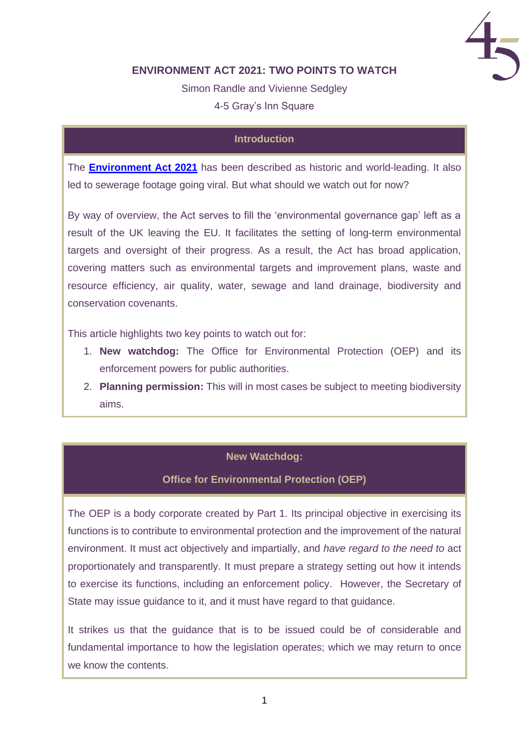# ENVIRONMENT ACT 2021: TWO POINTS TO WATCH

Simon Randle and Vivienne Sedgley

4-5 Gray's Inn Square

## Introduction

The **Environment Act 2021** has been described as historic and world-leading. It also led to sewerage footage going viral. But what should we watch out for now?

By way of overview, the Act serves to fill the 'environmental governance gap' left as a result of the UK leaving the EU. It facilitates the setting of long-term environmental targets and oversight of their progress. As a result, the Act has broad application, covering matters such as environmental targets and improvement plans, waste and resource efficiency, air quality, water, sewage and land drainage, biodiversity and conservation covenants.

This article highlights two key points to watch out for:

1. **New watchdog:** The Office for Environmental Protection (OEP) and its enforcement powers for public authorities.
2. **Planning permission:** This will in most cases be subject to meeting biodiversity aims.

## New Watchdog: Office for Environmental Protection (OEP)

The OEP is a body corporate created by Part 1. Its principal objective in exercising its functions is to contribute to environmental protection and the improvement of the natural environment. It must act objectively and impartially, and *have regard to the need to* act proportionately and transparently. It must prepare a strategy setting out how it intends to exercise its functions, including an enforcement policy. However, the Secretary of State may issue guidance to it, and it must have regard to that guidance.

It strikes us that the guidance that is to be issued could be of considerable and fundamental importance to how the legislation operates; which we may return to once we know the contents.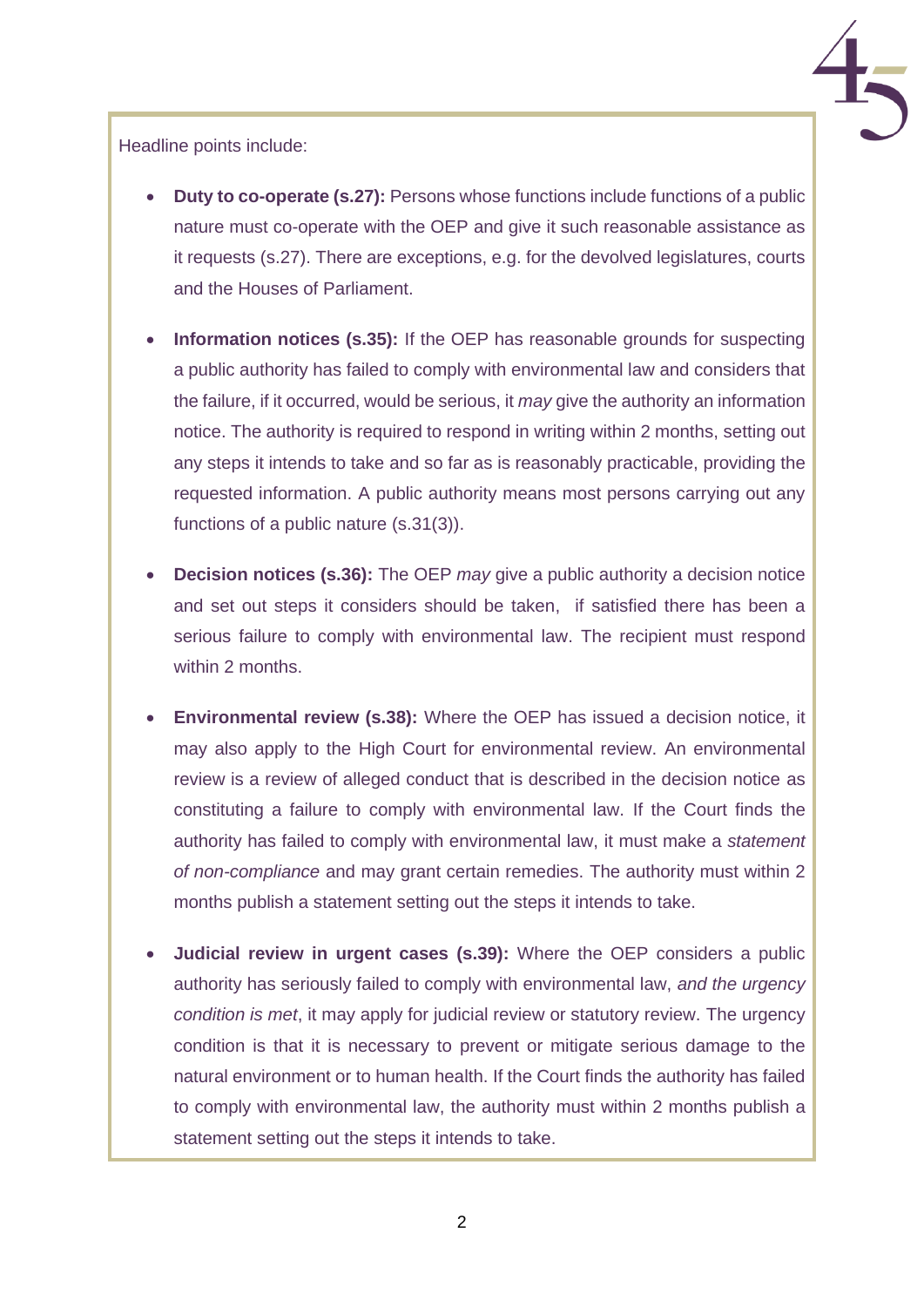Headline points include:

- **Duty to co-operate (s.27):** Persons whose functions include functions of a public nature must co-operate with the OEP and give it such reasonable assistance as it requests (s.27). There are exceptions, e.g. for the devolved legislatures, courts and the Houses of Parliament.

- **Information notices (s.35):** If the OEP has reasonable grounds for suspecting a public authority has failed to comply with environmental law and considers that the failure, if it occurred, would be serious, it *may* give the authority an information notice. The authority is required to respond in writing within 2 months, setting out any steps it intends to take and so far as is reasonably practicable, providing the requested information. A public authority means most persons carrying out any functions of a public nature (s.31(3)).

- **Decision notices (s.36):** The OEP *may* give a public authority a decision notice and set out steps it considers should be taken, if satisfied there has been a serious failure to comply with environmental law. The recipient must respond within 2 months.

- **Environmental review (s.38):** Where the OEP has issued a decision notice, it may also apply to the High Court for environmental review. An environmental review is a review of alleged conduct that is described in the decision notice as constituting a failure to comply with environmental law. If the Court finds the authority has failed to comply with environmental law, it must make a *statement of non-compliance* and may grant certain remedies. The authority must within 2 months publish a statement setting out the steps it intends to take.

- **Judicial review in urgent cases (s.39):** Where the OEP considers a public authority has seriously failed to comply with environmental law, *and the urgency condition is met*, it may apply for judicial review or statutory review. The urgency condition is that it is necessary to prevent or mitigate serious damage to the natural environment or to human health. If the Court finds the authority has failed to comply with environmental law, the authority must within 2 months publish a statement setting out the steps it intends to take.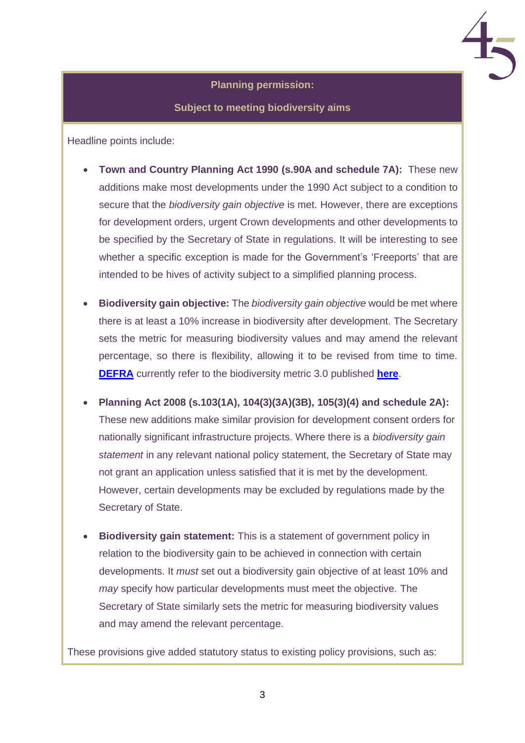**Planning permission:**

**Subject to meeting biodiversity aims**

Headline points include:

- **Town and Country Planning Act 1990 (s.90A and schedule 7A):** These new additions make most developments under the 1990 Act subject to a condition to secure that the *biodiversity gain objective* is met. However, there are exceptions for development orders, urgent Crown developments and other developments to be specified by the Secretary of State in regulations. It will be interesting to see whether a specific exception is made for the Government's 'Freeports' that are intended to be hives of activity subject to a simplified planning process.

- **Biodiversity gain objective:** The *biodiversity gain objective* would be met where there is at least a 10% increase in biodiversity after development. The Secretary sets the metric for measuring biodiversity values and may amend the relevant percentage, so there is flexibility, allowing it to be revised from time to time. **DEFRA** currently refer to the biodiversity metric 3.0 published **here**.

- **Planning Act 2008 (s.103(1A), 104(3)(3A)(3B), 105(3)(4) and schedule 2A):** These new additions make similar provision for development consent orders for nationally significant infrastructure projects. Where there is a *biodiversity gain statement* in any relevant national policy statement, the Secretary of State may not grant an application unless satisfied that it is met by the development. However, certain developments may be excluded by regulations made by the Secretary of State.

- **Biodiversity gain statement:** This is a statement of government policy in relation to the biodiversity gain to be achieved in connection with certain developments. It *must* set out a biodiversity gain objective of at least 10% and *may* specify how particular developments must meet the objective. The Secretary of State similarly sets the metric for measuring biodiversity values and may amend the relevant percentage.

These provisions give added statutory status to existing policy provisions, such as: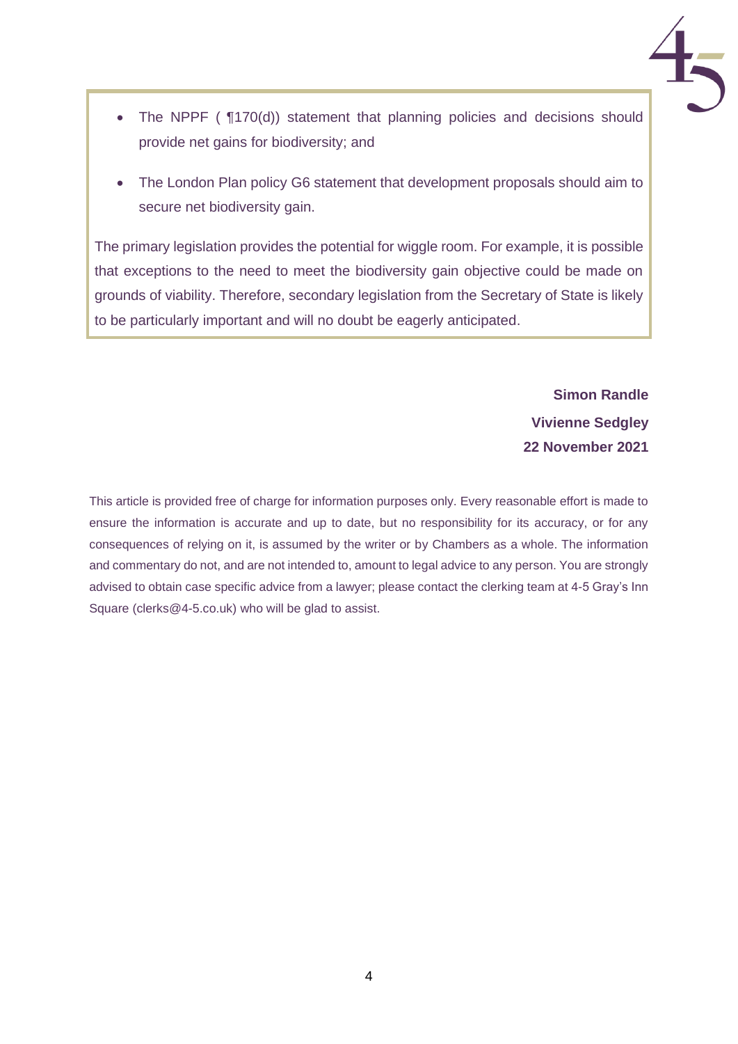- The NPPF ( ¶170(d)) statement that planning policies and decisions should provide net gains for biodiversity; and
- The London Plan policy G6 statement that development proposals should aim to secure net biodiversity gain.

The primary legislation provides the potential for wiggle room. For example, it is possible that exceptions to the need to meet the biodiversity gain objective could be made on grounds of viability. Therefore, secondary legislation from the Secretary of State is likely to be particularly important and will no doubt be eagerly anticipated.

**Simon Randle**

**Vivienne Sedgley**

**22 November 2021**

This article is provided free of charge for information purposes only. Every reasonable effort is made to ensure the information is accurate and up to date, but no responsibility for its accuracy, or for any consequences of relying on it, is assumed by the writer or by Chambers as a whole. The information and commentary do not, and are not intended to, amount to legal advice to any person. You are strongly advised to obtain case specific advice from a lawyer; please contact the clerking team at 4-5 Gray's Inn Square (clerks@4-5.co.uk) who will be glad to assist.